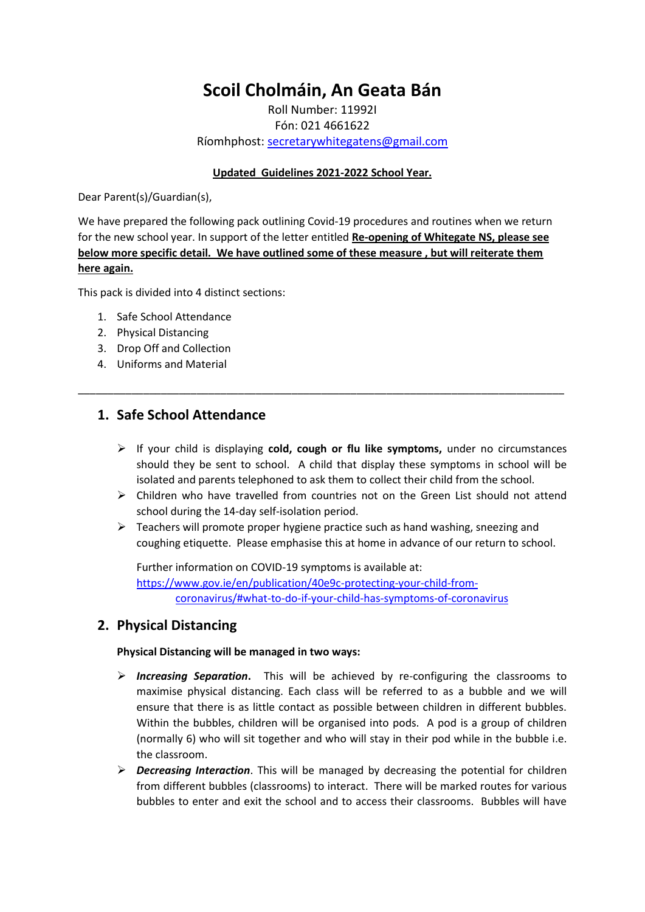# Scoil Cholmáin, An Geata Bán

Roll Number: 11992I
Fón: 021 4661622
Ríomhphost: secretarywhitegatens@gmail.com

**Updated Guidelines 2021-2022 School Year.**

Dear Parent(s)/Guardian(s),

We have prepared the following pack outlining Covid-19 procedures and routines when we return for the new school year. In support of the letter entitled **Re-opening of Whitegate NS, please see below more specific detail. We have outlined some of these measure , but will reiterate them here again.**

This pack is divided into 4 distinct sections:

1. Safe School Attendance
2. Physical Distancing
3. Drop Off and Collection
4. Uniforms and Material

---

## 1. Safe School Attendance

- If your child is displaying **cold, cough or flu like symptoms,** under no circumstances should they be sent to school. A child that display these symptoms in school will be isolated and parents telephoned to ask them to collect their child from the school.
- Children who have travelled from countries not on the Green List should not attend school during the 14-day self-isolation period.
- Teachers will promote proper hygiene practice such as hand washing, sneezing and coughing etiquette. Please emphasise this at home in advance of our return to school.

  Further information on COVID-19 symptoms is available at: https://www.gov.ie/en/publication/40e9c-protecting-your-child-from-coronavirus/#what-to-do-if-your-child-has-symptoms-of-coronavirus

## 2. Physical Distancing

**Physical Distancing will be managed in two ways:**

- ***Increasing Separation*.** This will be achieved by re-configuring the classrooms to maximise physical distancing. Each class will be referred to as a bubble and we will ensure that there is as little contact as possible between children in different bubbles. Within the bubbles, children will be organised into pods. A pod is a group of children (normally 6) who will sit together and who will stay in their pod while in the bubble i.e. the classroom.
- ***Decreasing Interaction***. This will be managed by decreasing the potential for children from different bubbles (classrooms) to interact. There will be marked routes for various bubbles to enter and exit the school and to access their classrooms. Bubbles will have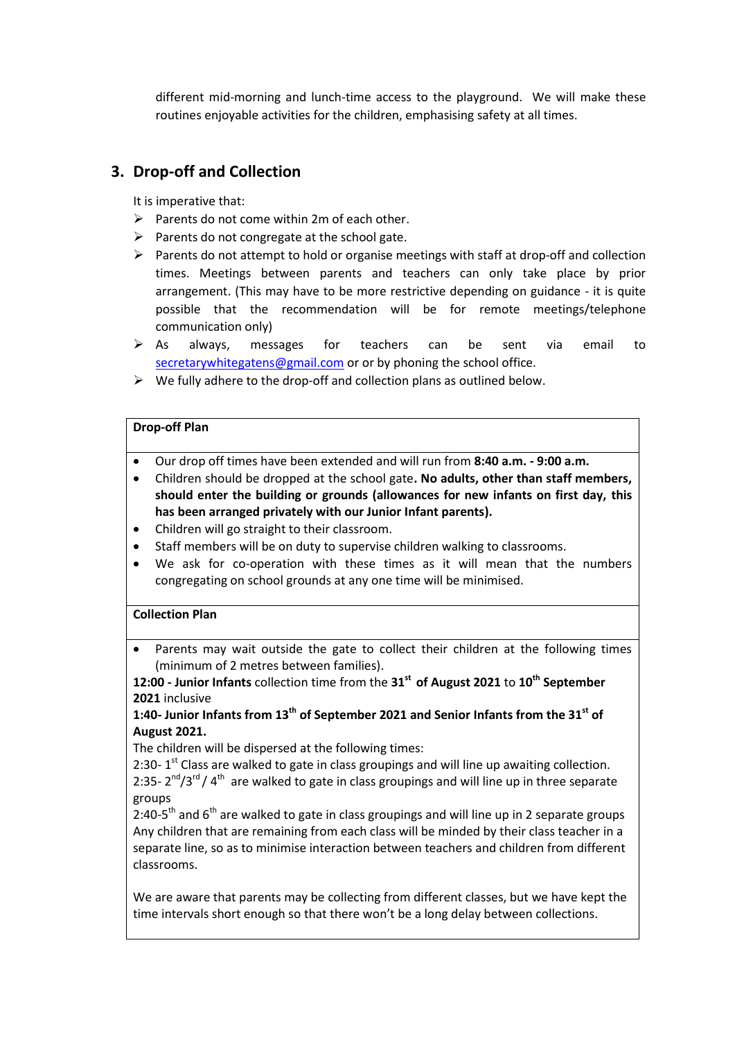different mid-morning and lunch-time access to the playground. We will make these routines enjoyable activities for the children, emphasising safety at all times.

## 3. Drop-off and Collection

It is imperative that:

- Parents do not come within 2m of each other.
- Parents do not congregate at the school gate.
- Parents do not attempt to hold or organise meetings with staff at drop-off and collection times. Meetings between parents and teachers can only take place by prior arrangement. (This may have to be more restrictive depending on guidance - it is quite possible that the recommendation will be for remote meetings/telephone communication only)
- As always, messages for teachers can be sent via email to secretarywhitegatens@gmail.com or or by phoning the school office.
- We fully adhere to the drop-off and collection plans as outlined below.

**Drop-off Plan**

- Our drop off times have been extended and will run from **8:40 a.m. - 9:00 a.m.**
- Children should be dropped at the school gate**. No adults, other than staff members, should enter the building or grounds (allowances for new infants on first day, this has been arranged privately with our Junior Infant parents).**
- Children will go straight to their classroom.
- Staff members will be on duty to supervise children walking to classrooms.
- We ask for co-operation with these times as it will mean that the numbers congregating on school grounds at any one time will be minimised.

**Collection Plan**

- Parents may wait outside the gate to collect their children at the following times (minimum of 2 metres between families).

**12:00 - Junior Infants** collection time from the **31st of August 2021** to **10th September 2021** inclusive

**1:40- Junior Infants from 13th of September 2021 and Senior Infants from the 31st of August 2021.**

The children will be dispersed at the following times:

2:30- 1st Class are walked to gate in class groupings and will line up awaiting collection.

2:35- 2nd/3rd / 4th are walked to gate in class groupings and will line up in three separate groups

2:40-5th and 6th are walked to gate in class groupings and will line up in 2 separate groups

Any children that are remaining from each class will be minded by their class teacher in a separate line, so as to minimise interaction between teachers and children from different classrooms.

We are aware that parents may be collecting from different classes, but we have kept the time intervals short enough so that there won't be a long delay between collections.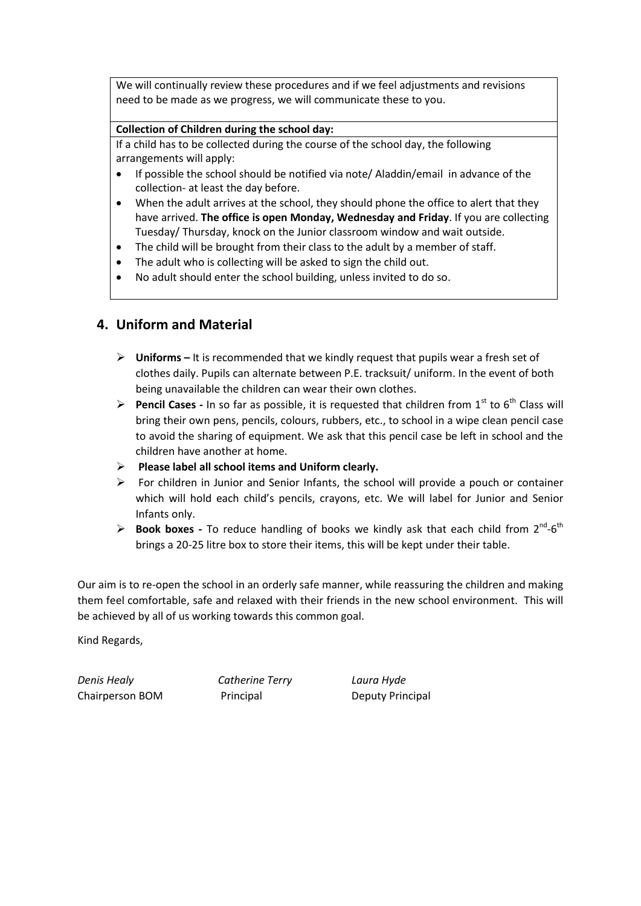We will continually review these procedures and if we feel adjustments and revisions need to be made as we progress, we will communicate these to you.

**Collection of Children during the school day:**

If a child has to be collected during the course of the school day, the following arrangements will apply:

- If possible the school should be notified via note/ Aladdin/email in advance of the collection- at least the day before.
- When the adult arrives at the school, they should phone the office to alert that they have arrived. **The office is open Monday, Wednesday and Friday**. If you are collecting Tuesday/ Thursday, knock on the Junior classroom window and wait outside.
- The child will be brought from their class to the adult by a member of staff.
- The adult who is collecting will be asked to sign the child out.
- No adult should enter the school building, unless invited to do so.

## 4. Uniform and Material

- **Uniforms –** It is recommended that we kindly request that pupils wear a fresh set of clothes daily. Pupils can alternate between P.E. tracksuit/ uniform. In the event of both being unavailable the children can wear their own clothes.
- **Pencil Cases -** In so far as possible, it is requested that children from 1st to 6th Class will bring their own pens, pencils, colours, rubbers, etc., to school in a wipe clean pencil case to avoid the sharing of equipment. We ask that this pencil case be left in school and the children have another at home.
- **Please label all school items and Uniform clearly.**
- For children in Junior and Senior Infants, the school will provide a pouch or container which will hold each child's pencils, crayons, etc. We will label for Junior and Senior Infants only.
- **Book boxes -** To reduce handling of books we kindly ask that each child from 2nd-6th brings a 20-25 litre box to store their items, this will be kept under their table.

Our aim is to re-open the school in an orderly safe manner, while reassuring the children and making them feel comfortable, safe and relaxed with their friends in the new school environment. This will be achieved by all of us working towards this common goal.

Kind Regards,

| | | |
|---|---|---|
| *Denis Healy* | *Catherine Terry* | *Laura Hyde* |
| Chairperson BOM | Principal | Deputy Principal |